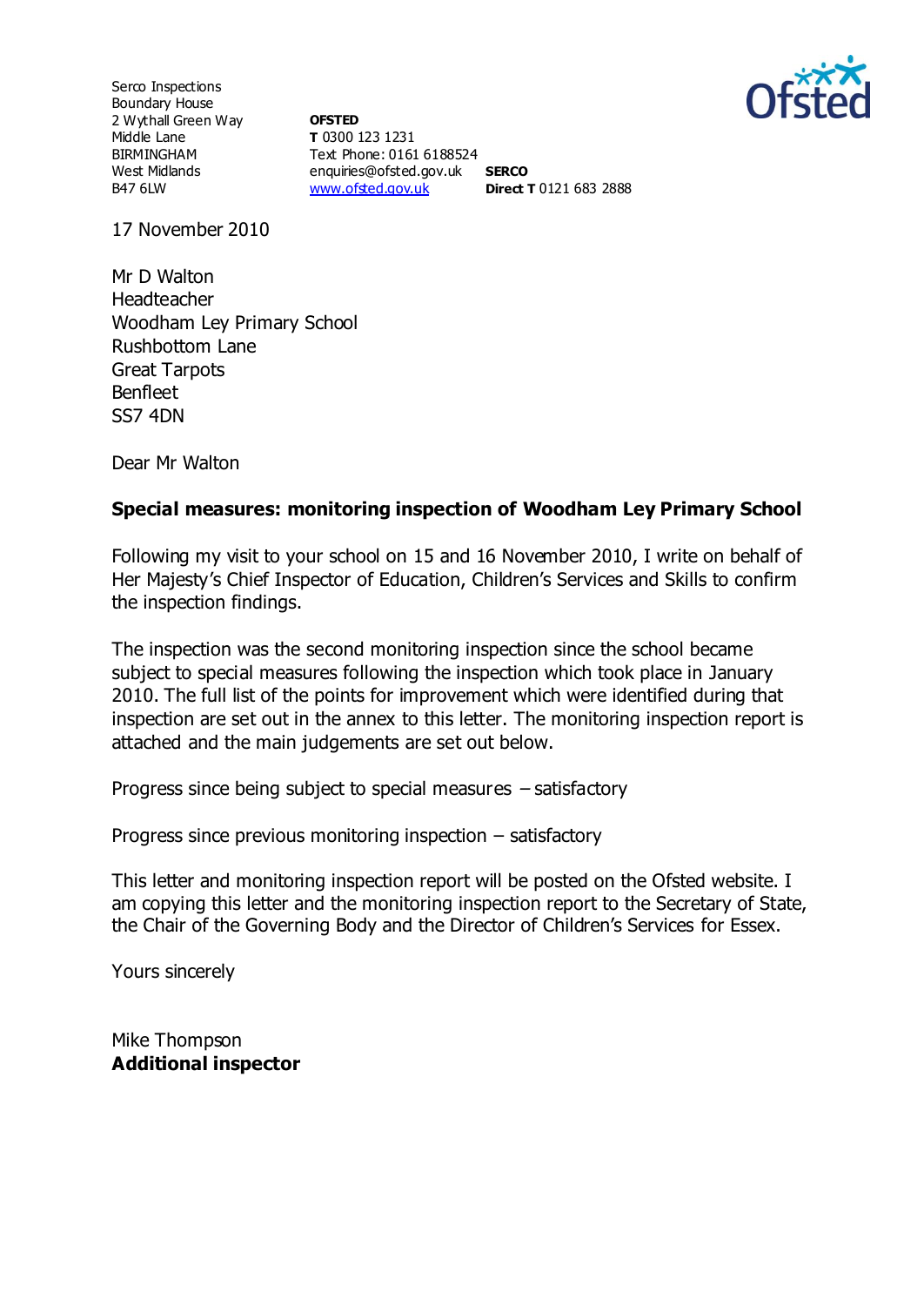Serco Inspections
Boundary House
2 Wythall Green Way
Middle Lane
BIRMINGHAM
West Midlands
B47 6LW

**OFSTED**
**T** 0300 123 1231
Text Phone: 0161 6188524
enquiries@ofsted.gov.uk
www.ofsted.gov.uk

**SERCO**
**Direct T** 0121 683 2888

17 November 2010

Mr D Walton
Headteacher
Woodham Ley Primary School
Rushbottom Lane
Great Tarpots
Benfleet
SS7 4DN

Dear Mr Walton

**Special measures: monitoring inspection of Woodham Ley Primary School**

Following my visit to your school on 15 and 16 November 2010, I write on behalf of Her Majesty's Chief Inspector of Education, Children's Services and Skills to confirm the inspection findings.

The inspection was the second monitoring inspection since the school became subject to special measures following the inspection which took place in January 2010. The full list of the points for improvement which were identified during that inspection are set out in the annex to this letter. The monitoring inspection report is attached and the main judgements are set out below.

Progress since being subject to special measures – satisfactory

Progress since previous monitoring inspection – satisfactory

This letter and monitoring inspection report will be posted on the Ofsted website. I am copying this letter and the monitoring inspection report to the Secretary of State, the Chair of the Governing Body and the Director of Children's Services for Essex.

Yours sincerely

Mike Thompson
**Additional inspector**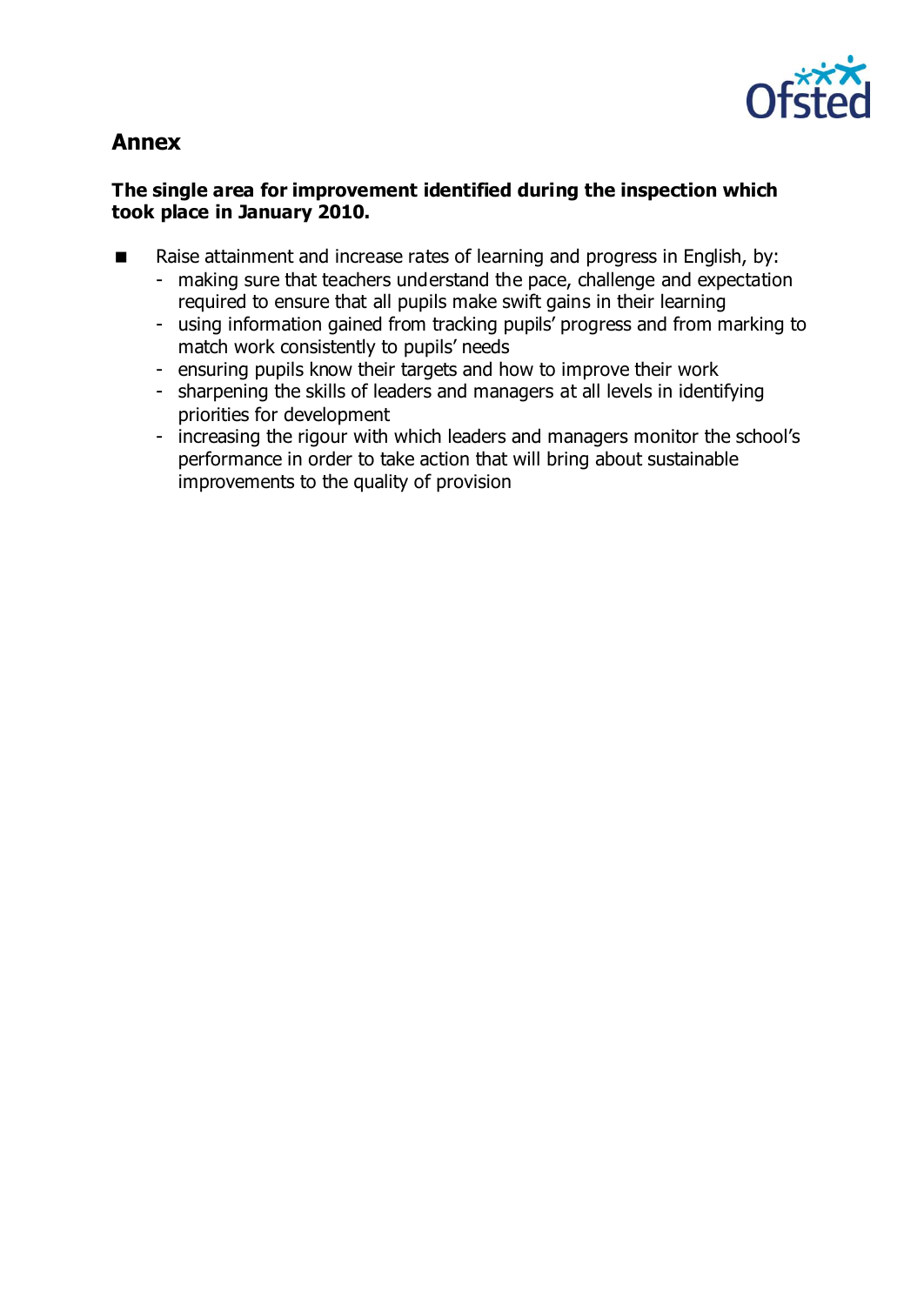## Annex

**The single area for improvement identified during the inspection which took place in January 2010.**

- Raise attainment and increase rates of learning and progress in English, by:
  - making sure that teachers understand the pace, challenge and expectation required to ensure that all pupils make swift gains in their learning
  - using information gained from tracking pupils' progress and from marking to match work consistently to pupils' needs
  - ensuring pupils know their targets and how to improve their work
  - sharpening the skills of leaders and managers at all levels in identifying priorities for development
  - increasing the rigour with which leaders and managers monitor the school's performance in order to take action that will bring about sustainable improvements to the quality of provision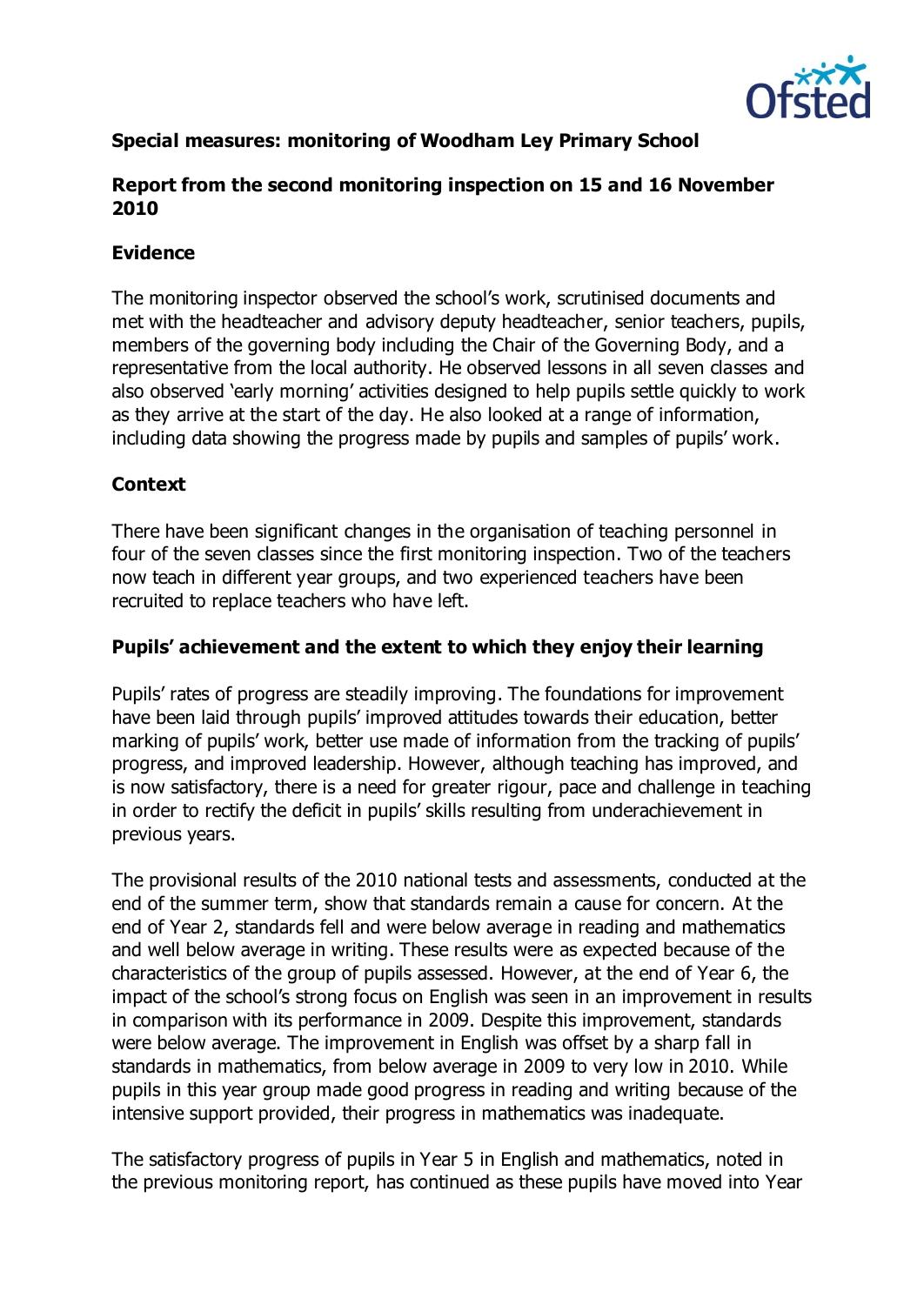**Special measures: monitoring of Woodham Ley Primary School**

**Report from the second monitoring inspection on 15 and 16 November 2010**

## Evidence

The monitoring inspector observed the school's work, scrutinised documents and met with the headteacher and advisory deputy headteacher, senior teachers, pupils, members of the governing body including the Chair of the Governing Body, and a representative from the local authority. He observed lessons in all seven classes and also observed 'early morning' activities designed to help pupils settle quickly to work as they arrive at the start of the day. He also looked at a range of information, including data showing the progress made by pupils and samples of pupils' work.

## Context

There have been significant changes in the organisation of teaching personnel in four of the seven classes since the first monitoring inspection. Two of the teachers now teach in different year groups, and two experienced teachers have been recruited to replace teachers who have left.

## Pupils' achievement and the extent to which they enjoy their learning

Pupils' rates of progress are steadily improving. The foundations for improvement have been laid through pupils' improved attitudes towards their education, better marking of pupils' work, better use made of information from the tracking of pupils' progress, and improved leadership. However, although teaching has improved, and is now satisfactory, there is a need for greater rigour, pace and challenge in teaching in order to rectify the deficit in pupils' skills resulting from underachievement in previous years.

The provisional results of the 2010 national tests and assessments, conducted at the end of the summer term, show that standards remain a cause for concern. At the end of Year 2, standards fell and were below average in reading and mathematics and well below average in writing. These results were as expected because of the characteristics of the group of pupils assessed. However, at the end of Year 6, the impact of the school's strong focus on English was seen in an improvement in results in comparison with its performance in 2009. Despite this improvement, standards were below average. The improvement in English was offset by a sharp fall in standards in mathematics, from below average in 2009 to very low in 2010. While pupils in this year group made good progress in reading and writing because of the intensive support provided, their progress in mathematics was inadequate.

The satisfactory progress of pupils in Year 5 in English and mathematics, noted in the previous monitoring report, has continued as these pupils have moved into Year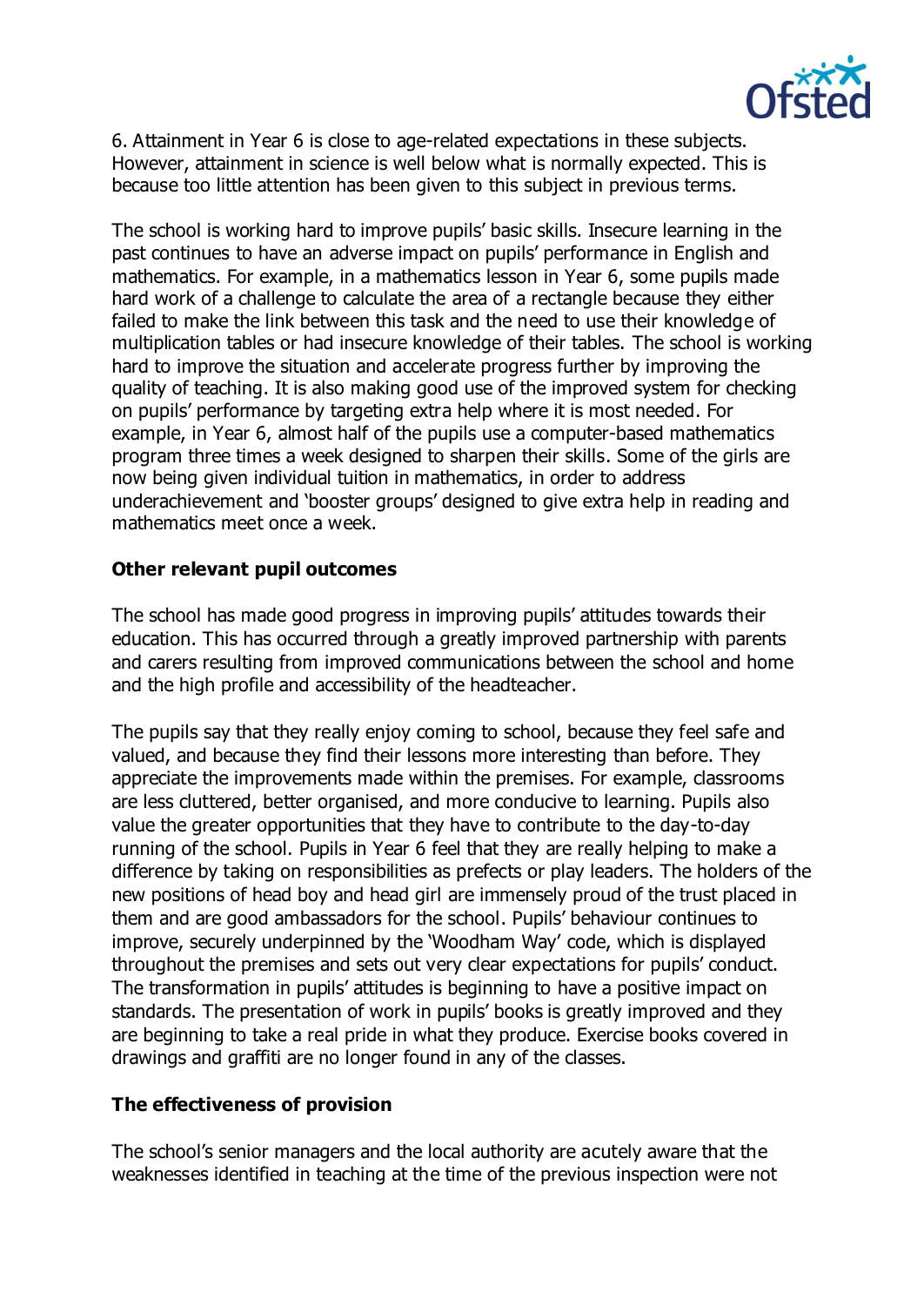6. Attainment in Year 6 is close to age-related expectations in these subjects. However, attainment in science is well below what is normally expected. This is because too little attention has been given to this subject in previous terms.

The school is working hard to improve pupils' basic skills. Insecure learning in the past continues to have an adverse impact on pupils' performance in English and mathematics. For example, in a mathematics lesson in Year 6, some pupils made hard work of a challenge to calculate the area of a rectangle because they either failed to make the link between this task and the need to use their knowledge of multiplication tables or had insecure knowledge of their tables. The school is working hard to improve the situation and accelerate progress further by improving the quality of teaching. It is also making good use of the improved system for checking on pupils' performance by targeting extra help where it is most needed. For example, in Year 6, almost half of the pupils use a computer-based mathematics program three times a week designed to sharpen their skills. Some of the girls are now being given individual tuition in mathematics, in order to address underachievement and 'booster groups' designed to give extra help in reading and mathematics meet once a week.

### Other relevant pupil outcomes

The school has made good progress in improving pupils' attitudes towards their education. This has occurred through a greatly improved partnership with parents and carers resulting from improved communications between the school and home and the high profile and accessibility of the headteacher.

The pupils say that they really enjoy coming to school, because they feel safe and valued, and because they find their lessons more interesting than before. They appreciate the improvements made within the premises. For example, classrooms are less cluttered, better organised, and more conducive to learning. Pupils also value the greater opportunities that they have to contribute to the day-to-day running of the school. Pupils in Year 6 feel that they are really helping to make a difference by taking on responsibilities as prefects or play leaders. The holders of the new positions of head boy and head girl are immensely proud of the trust placed in them and are good ambassadors for the school. Pupils' behaviour continues to improve, securely underpinned by the 'Woodham Way' code, which is displayed throughout the premises and sets out very clear expectations for pupils' conduct. The transformation in pupils' attitudes is beginning to have a positive impact on standards. The presentation of work in pupils' books is greatly improved and they are beginning to take a real pride in what they produce. Exercise books covered in drawings and graffiti are no longer found in any of the classes.

### The effectiveness of provision

The school's senior managers and the local authority are acutely aware that the weaknesses identified in teaching at the time of the previous inspection were not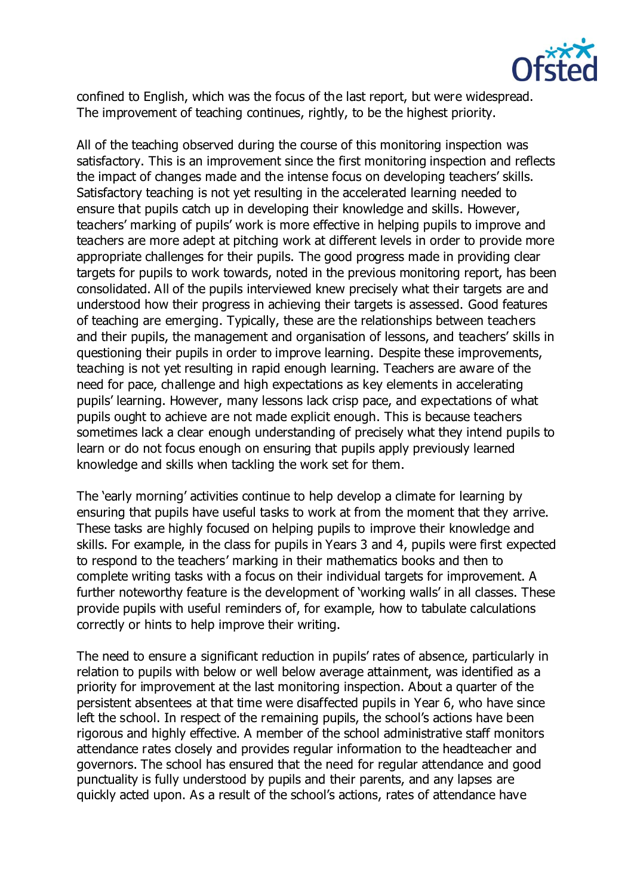confined to English, which was the focus of the last report, but were widespread. The improvement of teaching continues, rightly, to be the highest priority.

All of the teaching observed during the course of this monitoring inspection was satisfactory. This is an improvement since the first monitoring inspection and reflects the impact of changes made and the intense focus on developing teachers' skills. Satisfactory teaching is not yet resulting in the accelerated learning needed to ensure that pupils catch up in developing their knowledge and skills. However, teachers' marking of pupils' work is more effective in helping pupils to improve and teachers are more adept at pitching work at different levels in order to provide more appropriate challenges for their pupils. The good progress made in providing clear targets for pupils to work towards, noted in the previous monitoring report, has been consolidated. All of the pupils interviewed knew precisely what their targets are and understood how their progress in achieving their targets is assessed. Good features of teaching are emerging. Typically, these are the relationships between teachers and their pupils, the management and organisation of lessons, and teachers' skills in questioning their pupils in order to improve learning. Despite these improvements, teaching is not yet resulting in rapid enough learning. Teachers are aware of the need for pace, challenge and high expectations as key elements in accelerating pupils' learning. However, many lessons lack crisp pace, and expectations of what pupils ought to achieve are not made explicit enough. This is because teachers sometimes lack a clear enough understanding of precisely what they intend pupils to learn or do not focus enough on ensuring that pupils apply previously learned knowledge and skills when tackling the work set for them.

The 'early morning' activities continue to help develop a climate for learning by ensuring that pupils have useful tasks to work at from the moment that they arrive. These tasks are highly focused on helping pupils to improve their knowledge and skills. For example, in the class for pupils in Years 3 and 4, pupils were first expected to respond to the teachers' marking in their mathematics books and then to complete writing tasks with a focus on their individual targets for improvement. A further noteworthy feature is the development of 'working walls' in all classes. These provide pupils with useful reminders of, for example, how to tabulate calculations correctly or hints to help improve their writing.

The need to ensure a significant reduction in pupils' rates of absence, particularly in relation to pupils with below or well below average attainment, was identified as a priority for improvement at the last monitoring inspection. About a quarter of the persistent absentees at that time were disaffected pupils in Year 6, who have since left the school. In respect of the remaining pupils, the school's actions have been rigorous and highly effective. A member of the school administrative staff monitors attendance rates closely and provides regular information to the headteacher and governors. The school has ensured that the need for regular attendance and good punctuality is fully understood by pupils and their parents, and any lapses are quickly acted upon. As a result of the school's actions, rates of attendance have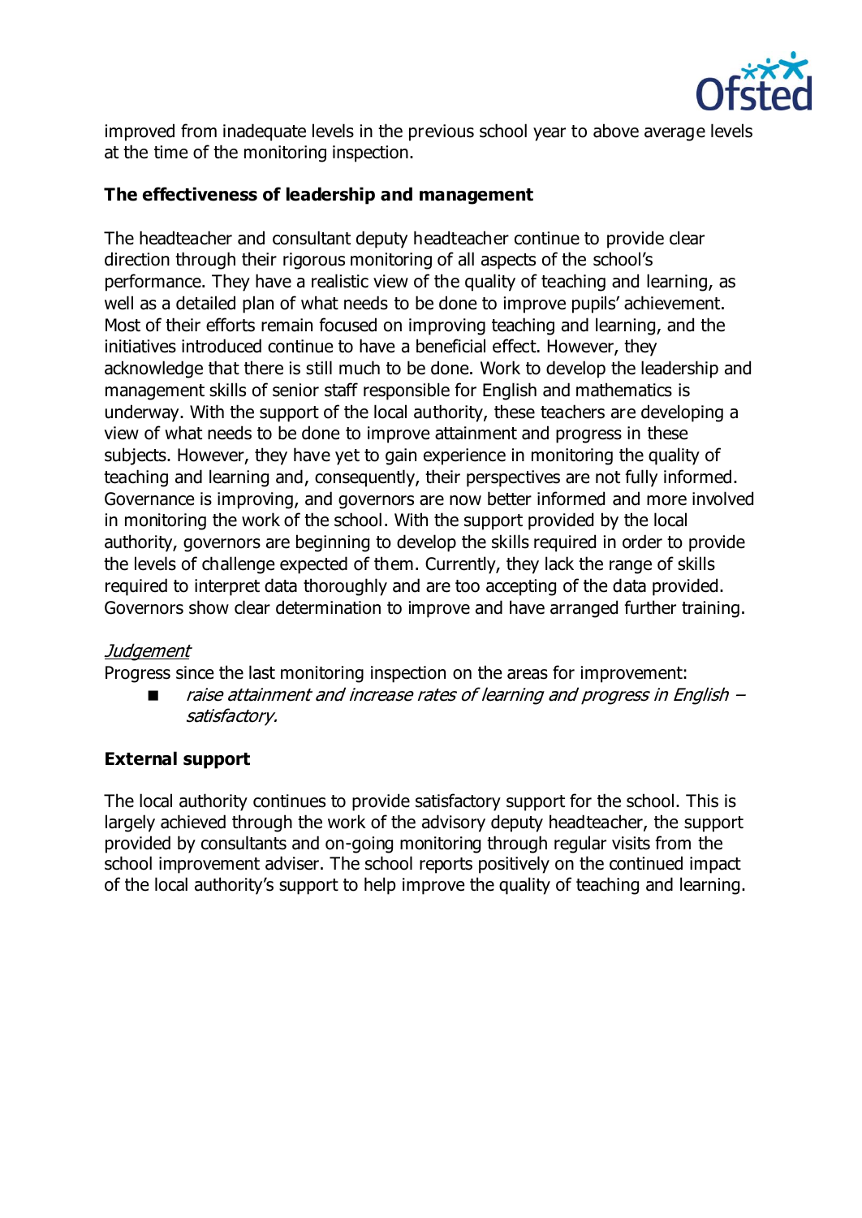improved from inadequate levels in the previous school year to above average levels at the time of the monitoring inspection.

### The effectiveness of leadership and management

The headteacher and consultant deputy headteacher continue to provide clear direction through their rigorous monitoring of all aspects of the school's performance. They have a realistic view of the quality of teaching and learning, as well as a detailed plan of what needs to be done to improve pupils' achievement. Most of their efforts remain focused on improving teaching and learning, and the initiatives introduced continue to have a beneficial effect. However, they acknowledge that there is still much to be done. Work to develop the leadership and management skills of senior staff responsible for English and mathematics is underway. With the support of the local authority, these teachers are developing a view of what needs to be done to improve attainment and progress in these subjects. However, they have yet to gain experience in monitoring the quality of teaching and learning and, consequently, their perspectives are not fully informed. Governance is improving, and governors are now better informed and more involved in monitoring the work of the school. With the support provided by the local authority, governors are beginning to develop the skills required in order to provide the levels of challenge expected of them. Currently, they lack the range of skills required to interpret data thoroughly and are too accepting of the data provided. Governors show clear determination to improve and have arranged further training.

*Judgement*

Progress since the last monitoring inspection on the areas for improvement:

- *raise attainment and increase rates of learning and progress in English – satisfactory.*

### External support

The local authority continues to provide satisfactory support for the school. This is largely achieved through the work of the advisory deputy headteacher, the support provided by consultants and on-going monitoring through regular visits from the school improvement adviser. The school reports positively on the continued impact of the local authority's support to help improve the quality of teaching and learning.